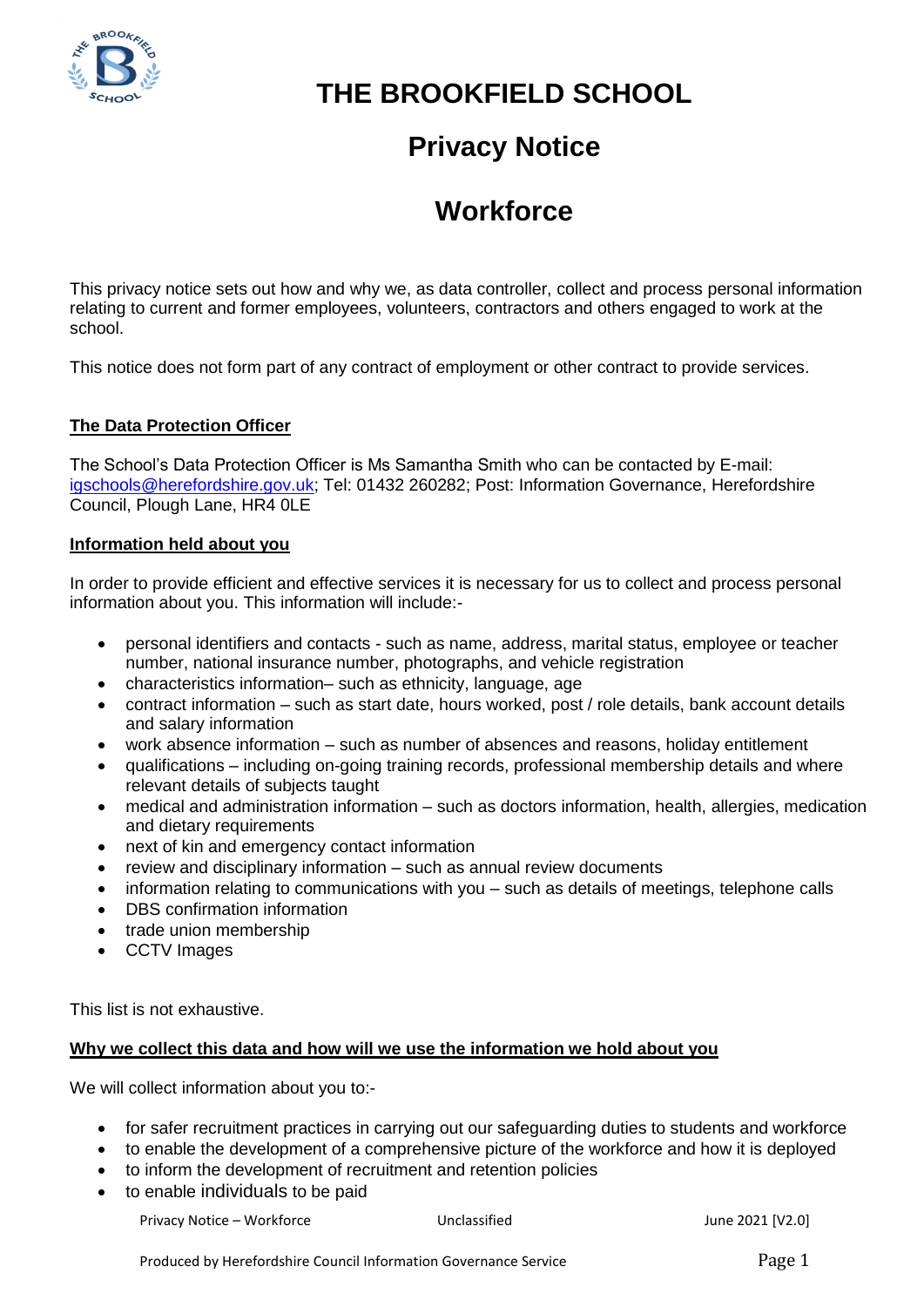# THE BROOKFIELD SCHOOL

## Privacy Notice

## Workforce

This privacy notice sets out how and why we, as data controller, collect and process personal information relating to current and former employees, volunteers, contractors and others engaged to work at the school.

This notice does not form part of any contract of employment or other contract to provide services.

**The Data Protection Officer**

The School's Data Protection Officer is Ms Samantha Smith who can be contacted by E-mail: igschools@herefordshire.gov.uk; Tel: 01432 260282; Post: Information Governance, Herefordshire Council, Plough Lane, HR4 0LE

**Information held about you**

In order to provide efficient and effective services it is necessary for us to collect and process personal information about you. This information will include:-

- personal identifiers and contacts - such as name, address, marital status, employee or teacher number, national insurance number, photographs, and vehicle registration
- characteristics information– such as ethnicity, language, age
- contract information – such as start date, hours worked, post / role details, bank account details and salary information
- work absence information – such as number of absences and reasons, holiday entitlement
- qualifications – including on-going training records, professional membership details and where relevant details of subjects taught
- medical and administration information – such as doctors information, health, allergies, medication and dietary requirements
- next of kin and emergency contact information
- review and disciplinary information – such as annual review documents
- information relating to communications with you – such as details of meetings, telephone calls
- DBS confirmation information
- trade union membership
- CCTV Images

This list is not exhaustive.

**Why we collect this data and how will we use the information we hold about you**

We will collect information about you to:-

- for safer recruitment practices in carrying out our safeguarding duties to students and workforce
- to enable the development of a comprehensive picture of the workforce and how it is deployed
- to inform the development of recruitment and retention policies
- to enable individuals to be paid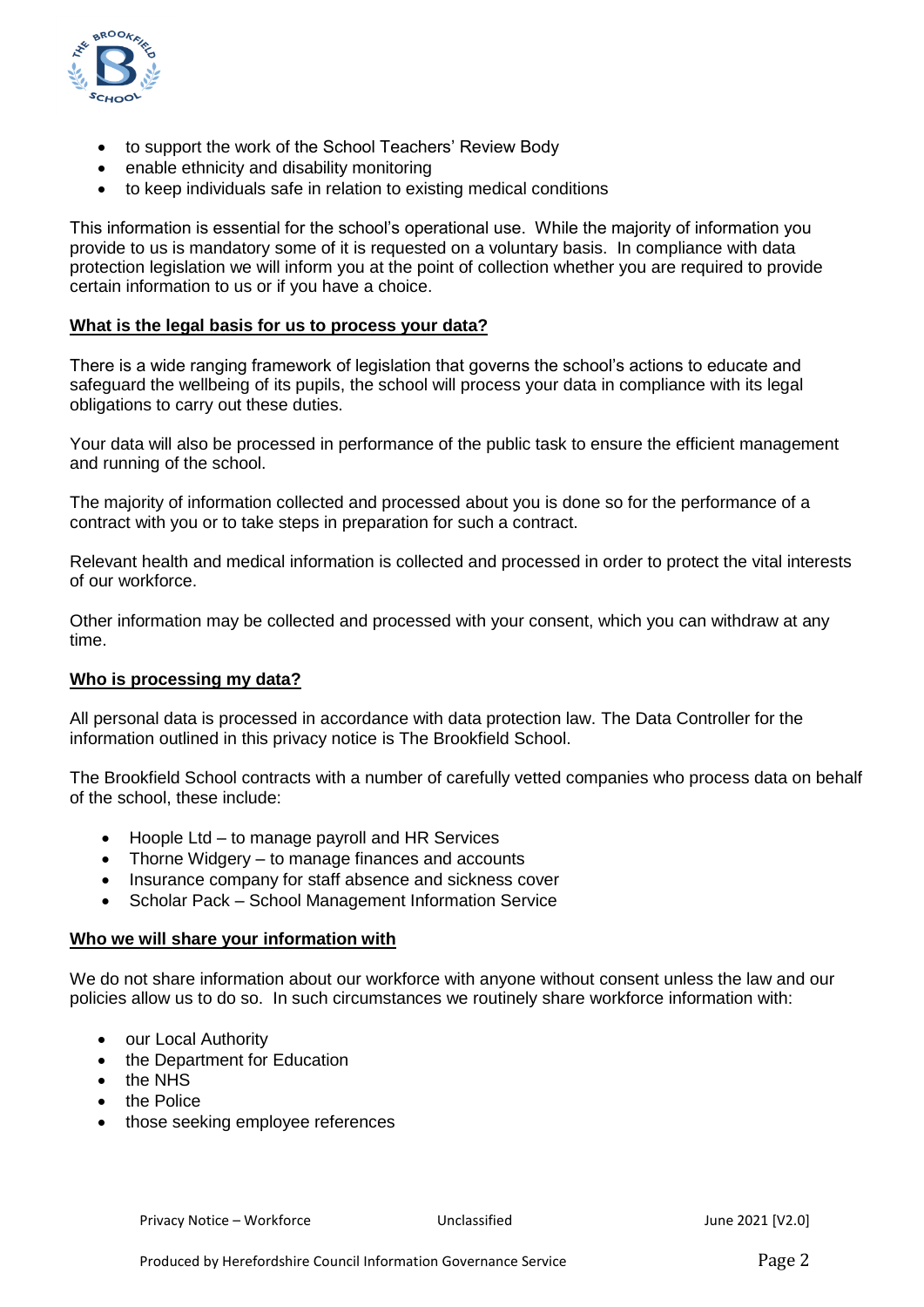- to support the work of the School Teachers' Review Body
- enable ethnicity and disability monitoring
- to keep individuals safe in relation to existing medical conditions

This information is essential for the school's operational use. While the majority of information you provide to us is mandatory some of it is requested on a voluntary basis. In compliance with data protection legislation we will inform you at the point of collection whether you are required to provide certain information to us or if you have a choice.

## What is the legal basis for us to process your data?

There is a wide ranging framework of legislation that governs the school's actions to educate and safeguard the wellbeing of its pupils, the school will process your data in compliance with its legal obligations to carry out these duties.

Your data will also be processed in performance of the public task to ensure the efficient management and running of the school.

The majority of information collected and processed about you is done so for the performance of a contract with you or to take steps in preparation for such a contract.

Relevant health and medical information is collected and processed in order to protect the vital interests of our workforce.

Other information may be collected and processed with your consent, which you can withdraw at any time.

## Who is processing my data?

All personal data is processed in accordance with data protection law. The Data Controller for the information outlined in this privacy notice is The Brookfield School.

The Brookfield School contracts with a number of carefully vetted companies who process data on behalf of the school, these include:

- Hoople Ltd – to manage payroll and HR Services
- Thorne Widgery – to manage finances and accounts
- Insurance company for staff absence and sickness cover
- Scholar Pack – School Management Information Service

## Who we will share your information with

We do not share information about our workforce with anyone without consent unless the law and our policies allow us to do so. In such circumstances we routinely share workforce information with:

- our Local Authority
- the Department for Education
- the NHS
- the Police
- those seeking employee references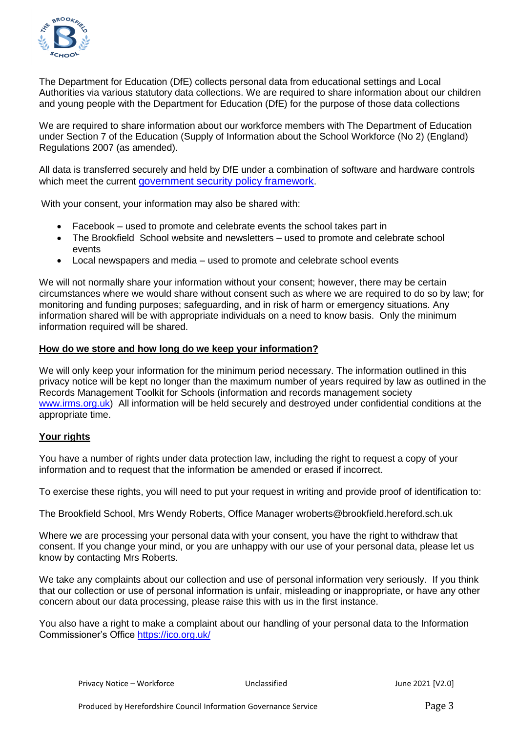The Department for Education (DfE) collects personal data from educational settings and Local Authorities via various statutory data collections. We are required to share information about our children and young people with the Department for Education (DfE) for the purpose of those data collections

We are required to share information about our workforce members with The Department of Education under Section 7 of the Education (Supply of Information about the School Workforce (No 2) (England) Regulations 2007 (as amended).

All data is transferred securely and held by DfE under a combination of software and hardware controls which meet the current [government security policy framework](government security policy framework).

With your consent, your information may also be shared with:

- Facebook – used to promote and celebrate events the school takes part in
- The Brookfield School website and newsletters – used to promote and celebrate school events
- Local newspapers and media – used to promote and celebrate school events

We will not normally share your information without your consent; however, there may be certain circumstances where we would share without consent such as where we are required to do so by law; for monitoring and funding purposes; safeguarding, and in risk of harm or emergency situations. Any information shared will be with appropriate individuals on a need to know basis. Only the minimum information required will be shared.

**How do we store and how long do we keep your information?**

We will only keep your information for the minimum period necessary. The information outlined in this privacy notice will be kept no longer than the maximum number of years required by law as outlined in the Records Management Toolkit for Schools (information and records management society www.irms.org.uk) All information will be held securely and destroyed under confidential conditions at the appropriate time.

**Your rights**

You have a number of rights under data protection law, including the right to request a copy of your information and to request that the information be amended or erased if incorrect.

To exercise these rights, you will need to put your request in writing and provide proof of identification to:

The Brookfield School, Mrs Wendy Roberts, Office Manager wroberts@brookfield.hereford.sch.uk

Where we are processing your personal data with your consent, you have the right to withdraw that consent. If you change your mind, or you are unhappy with our use of your personal data, please let us know by contacting Mrs Roberts.

We take any complaints about our collection and use of personal information very seriously. If you think that our collection or use of personal information is unfair, misleading or inappropriate, or have any other concern about our data processing, please raise this with us in the first instance.

You also have a right to make a complaint about our handling of your personal data to the Information Commissioner's Office https://ico.org.uk/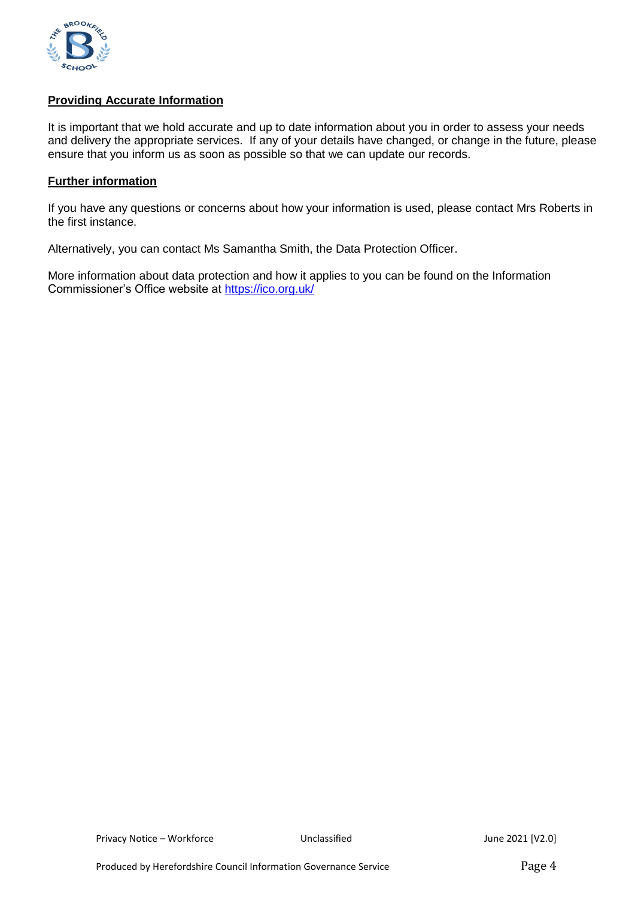## Providing Accurate Information

It is important that we hold accurate and up to date information about you in order to assess your needs and delivery the appropriate services. If any of your details have changed, or change in the future, please ensure that you inform us as soon as possible so that we can update our records.

## Further information

If you have any questions or concerns about how your information is used, please contact Mrs Roberts in the first instance.

Alternatively, you can contact Ms Samantha Smith, the Data Protection Officer.

More information about data protection and how it applies to you can be found on the Information Commissioner's Office website at https://ico.org.uk/